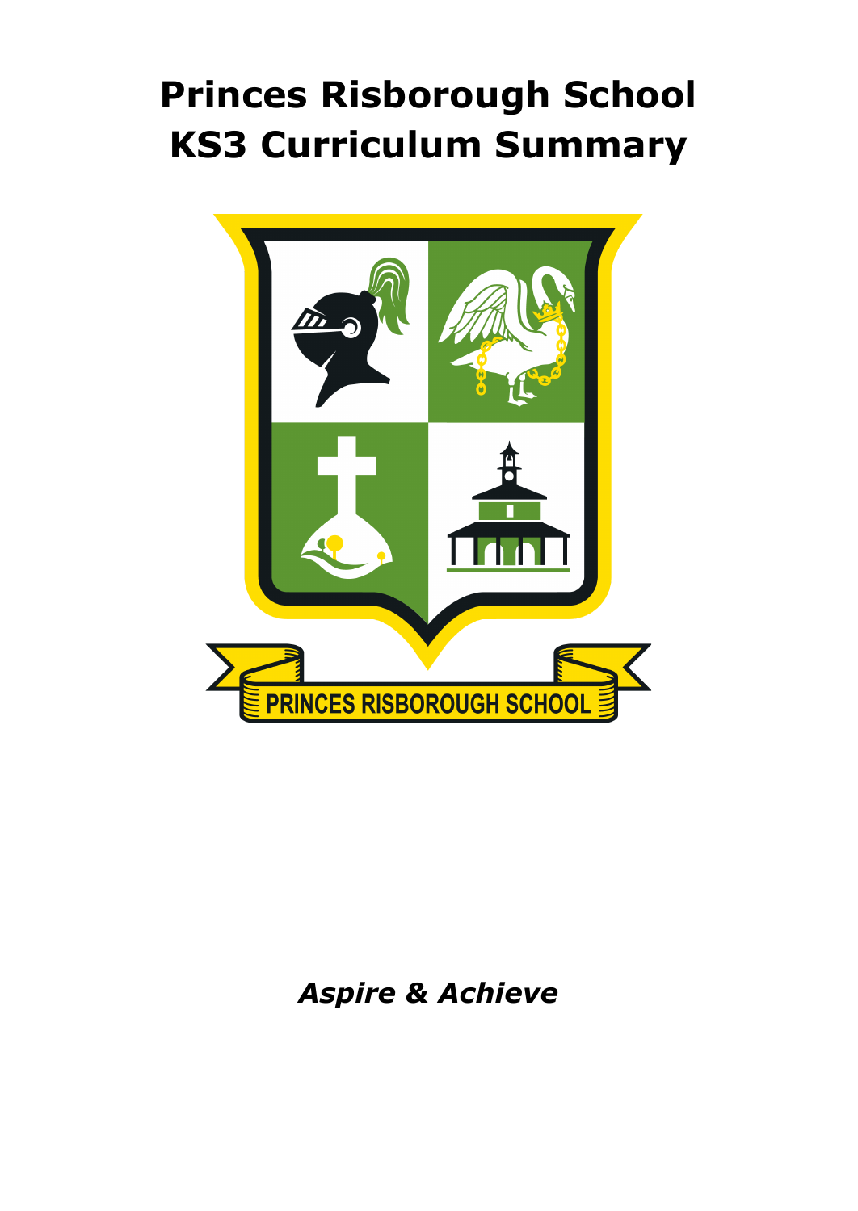# Princes Risborough School
# KS3 Curriculum Summary

*Aspire & Achieve*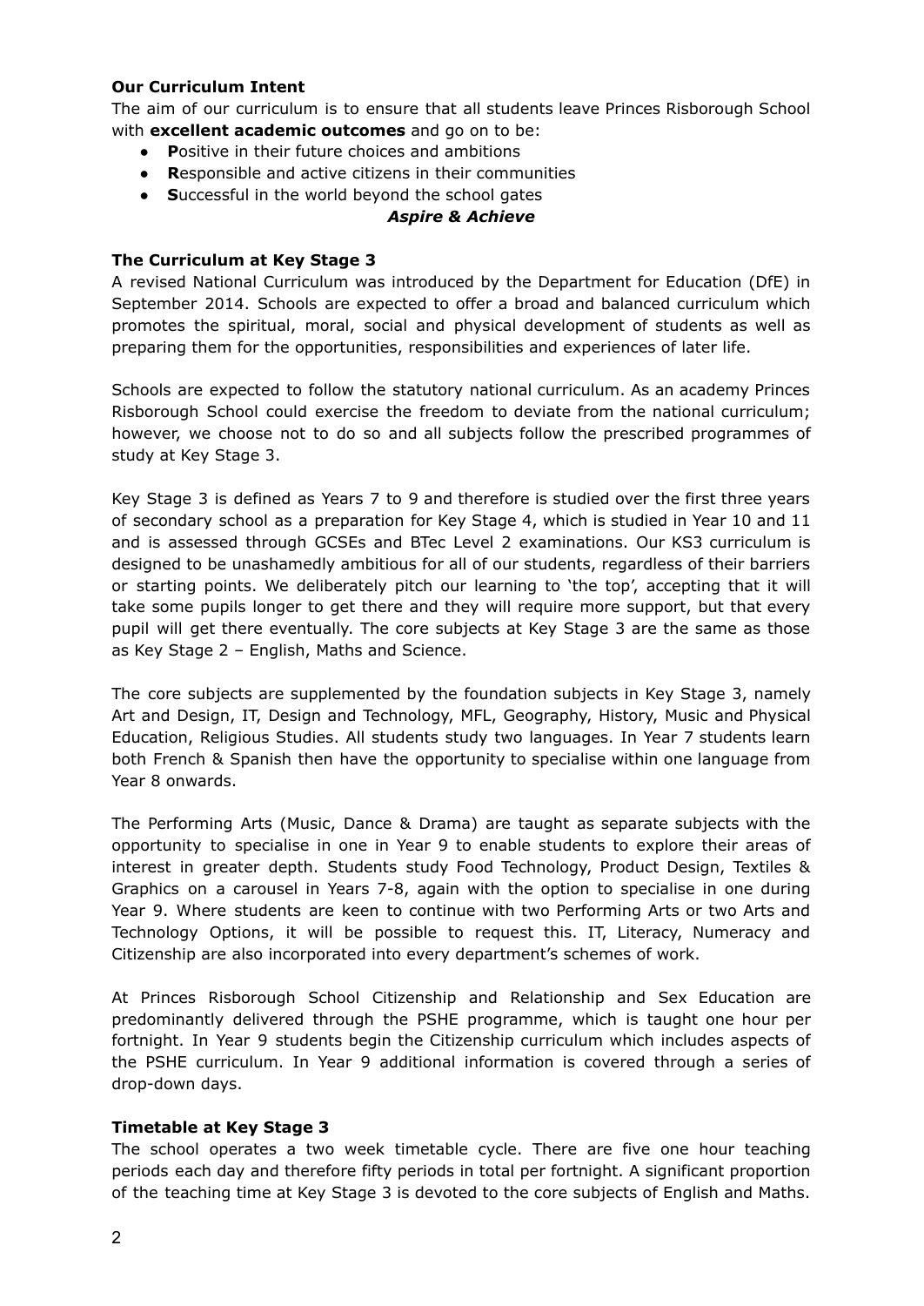**Our Curriculum Intent**

The aim of our curriculum is to ensure that all students leave Princes Risborough School with **excellent academic outcomes** and go on to be:

- **P**ositive in their future choices and ambitions
- **R**esponsible and active citizens in their communities
- **S**uccessful in the world beyond the school gates

***Aspire & Achieve***

**The Curriculum at Key Stage 3**

A revised National Curriculum was introduced by the Department for Education (DfE) in September 2014. Schools are expected to offer a broad and balanced curriculum which promotes the spiritual, moral, social and physical development of students as well as preparing them for the opportunities, responsibilities and experiences of later life.

Schools are expected to follow the statutory national curriculum. As an academy Princes Risborough School could exercise the freedom to deviate from the national curriculum; however, we choose not to do so and all subjects follow the prescribed programmes of study at Key Stage 3.

Key Stage 3 is defined as Years 7 to 9 and therefore is studied over the first three years of secondary school as a preparation for Key Stage 4, which is studied in Year 10 and 11 and is assessed through GCSEs and BTec Level 2 examinations. Our KS3 curriculum is designed to be unashamedly ambitious for all of our students, regardless of their barriers or starting points. We deliberately pitch our learning to 'the top', accepting that it will take some pupils longer to get there and they will require more support, but that every pupil will get there eventually. The core subjects at Key Stage 3 are the same as those as Key Stage 2 – English, Maths and Science.

The core subjects are supplemented by the foundation subjects in Key Stage 3, namely Art and Design, IT, Design and Technology, MFL, Geography, History, Music and Physical Education, Religious Studies. All students study two languages. In Year 7 students learn both French & Spanish then have the opportunity to specialise within one language from Year 8 onwards.

The Performing Arts (Music, Dance & Drama) are taught as separate subjects with the opportunity to specialise in one in Year 9 to enable students to explore their areas of interest in greater depth. Students study Food Technology, Product Design, Textiles & Graphics on a carousel in Years 7-8, again with the option to specialise in one during Year 9. Where students are keen to continue with two Performing Arts or two Arts and Technology Options, it will be possible to request this. IT, Literacy, Numeracy and Citizenship are also incorporated into every department's schemes of work.

At Princes Risborough School Citizenship and Relationship and Sex Education are predominantly delivered through the PSHE programme, which is taught one hour per fortnight. In Year 9 students begin the Citizenship curriculum which includes aspects of the PSHE curriculum. In Year 9 additional information is covered through a series of drop-down days.

**Timetable at Key Stage 3**

The school operates a two week timetable cycle. There are five one hour teaching periods each day and therefore fifty periods in total per fortnight. A significant proportion of the teaching time at Key Stage 3 is devoted to the core subjects of English and Maths.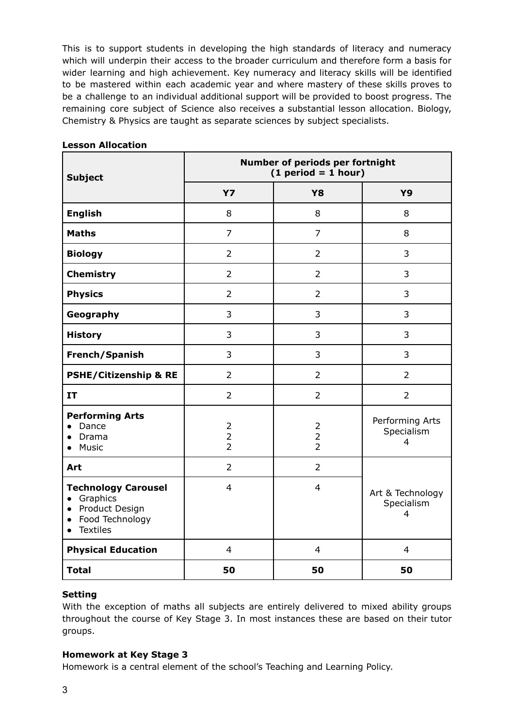This is to support students in developing the high standards of literacy and numeracy which will underpin their access to the broader curriculum and therefore form a basis for wider learning and high achievement. Key numeracy and literacy skills will be identified to be mastered within each academic year and where mastery of these skills proves to be a challenge to an individual additional support will be provided to boost progress. The remaining core subject of Science also receives a substantial lesson allocation. Biology, Chemistry & Physics are taught as separate sciences by subject specialists.

**Lesson Allocation**

| **Subject** | **Number of periods per fortnight (1 period = 1 hour)** | | |
|---|---|---|---|
| | **Y7** | **Y8** | **Y9** |
| **English** | 8 | 8 | 8 |
| **Maths** | 7 | 7 | 8 |
| **Biology** | 2 | 2 | 3 |
| **Chemistry** | 2 | 2 | 3 |
| **Physics** | 2 | 2 | 3 |
| **Geography** | 3 | 3 | 3 |
| **History** | 3 | 3 | 3 |
| **French/Spanish** | 3 | 3 | 3 |
| **PSHE/Citizenship & RE** | 2 | 2 | 2 |
| **IT** | 2 | 2 | 2 |
| **Performing Arts** • Dance • Drama • Music | 2 2 2 | 2 2 2 | Performing Arts Specialism 4 |
| **Art** | 2 | 2 | Art & Technology Specialism 4 |
| **Technology Carousel** • Graphics • Product Design • Food Technology • Textiles | 4 | 4 | |
| **Physical Education** | 4 | 4 | 4 |
| **Total** | **50** | **50** | **50** |

**Setting**

With the exception of maths all subjects are entirely delivered to mixed ability groups throughout the course of Key Stage 3. In most instances these are based on their tutor groups.

**Homework at Key Stage 3**

Homework is a central element of the school's Teaching and Learning Policy.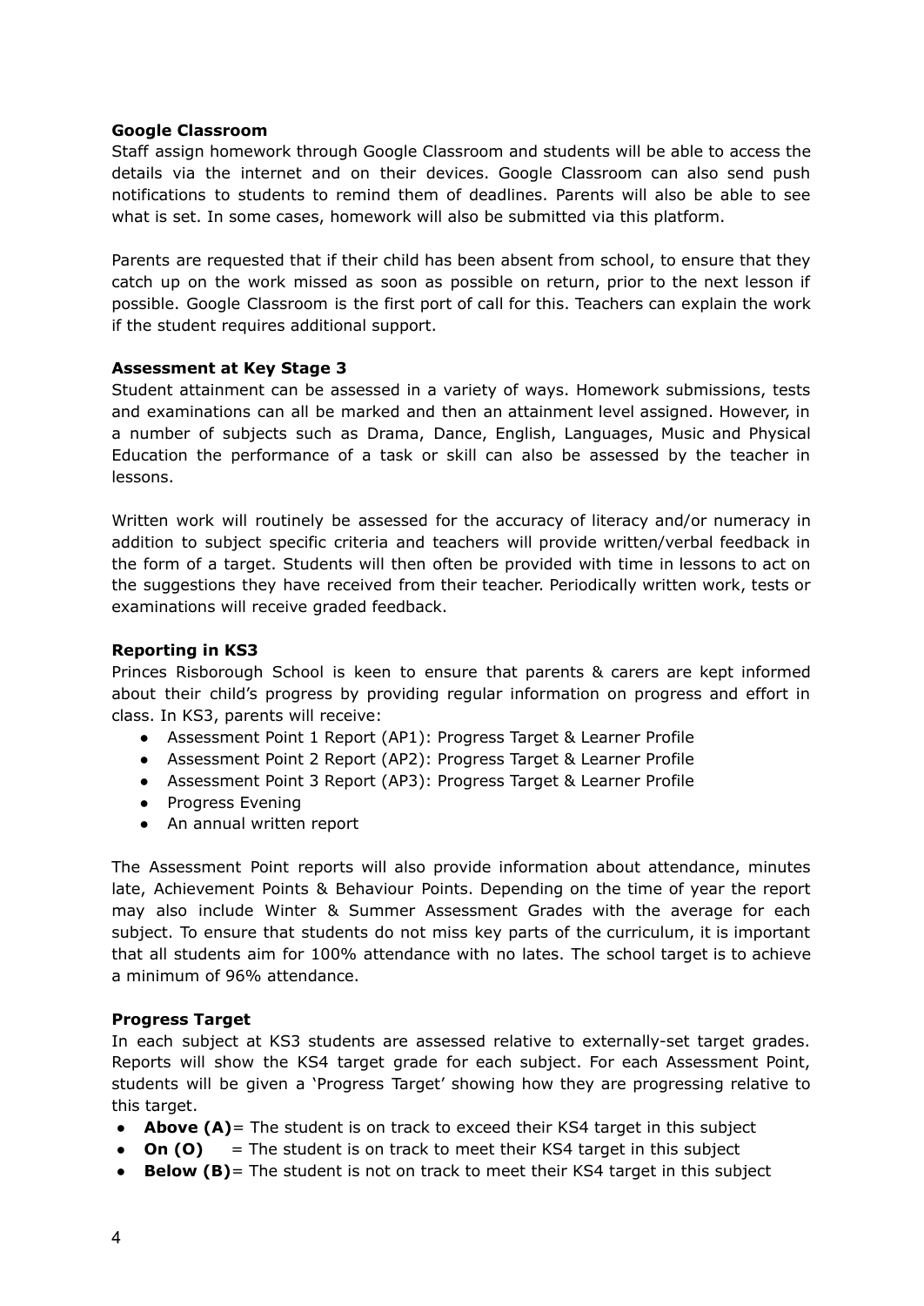**Google Classroom**

Staff assign homework through Google Classroom and students will be able to access the details via the internet and on their devices. Google Classroom can also send push notifications to students to remind them of deadlines. Parents will also be able to see what is set. In some cases, homework will also be submitted via this platform.

Parents are requested that if their child has been absent from school, to ensure that they catch up on the work missed as soon as possible on return, prior to the next lesson if possible. Google Classroom is the first port of call for this. Teachers can explain the work if the student requires additional support.

**Assessment at Key Stage 3**

Student attainment can be assessed in a variety of ways. Homework submissions, tests and examinations can all be marked and then an attainment level assigned. However, in a number of subjects such as Drama, Dance, English, Languages, Music and Physical Education the performance of a task or skill can also be assessed by the teacher in lessons.

Written work will routinely be assessed for the accuracy of literacy and/or numeracy in addition to subject specific criteria and teachers will provide written/verbal feedback in the form of a target. Students will then often be provided with time in lessons to act on the suggestions they have received from their teacher. Periodically written work, tests or examinations will receive graded feedback.

**Reporting in KS3**

Princes Risborough School is keen to ensure that parents & carers are kept informed about their child's progress by providing regular information on progress and effort in class. In KS3, parents will receive:

- Assessment Point 1 Report (AP1): Progress Target & Learner Profile
- Assessment Point 2 Report (AP2): Progress Target & Learner Profile
- Assessment Point 3 Report (AP3): Progress Target & Learner Profile
- Progress Evening
- An annual written report

The Assessment Point reports will also provide information about attendance, minutes late, Achievement Points & Behaviour Points. Depending on the time of year the report may also include Winter & Summer Assessment Grades with the average for each subject. To ensure that students do not miss key parts of the curriculum, it is important that all students aim for 100% attendance with no lates. The school target is to achieve a minimum of 96% attendance.

**Progress Target**

In each subject at KS3 students are assessed relative to externally-set target grades. Reports will show the KS4 target grade for each subject. For each Assessment Point, students will be given a 'Progress Target' showing how they are progressing relative to this target.

- **Above (A)**= The student is on track to exceed their KS4 target in this subject
- **On (O)** = The student is on track to meet their KS4 target in this subject
- **Below (B)**= The student is not on track to meet their KS4 target in this subject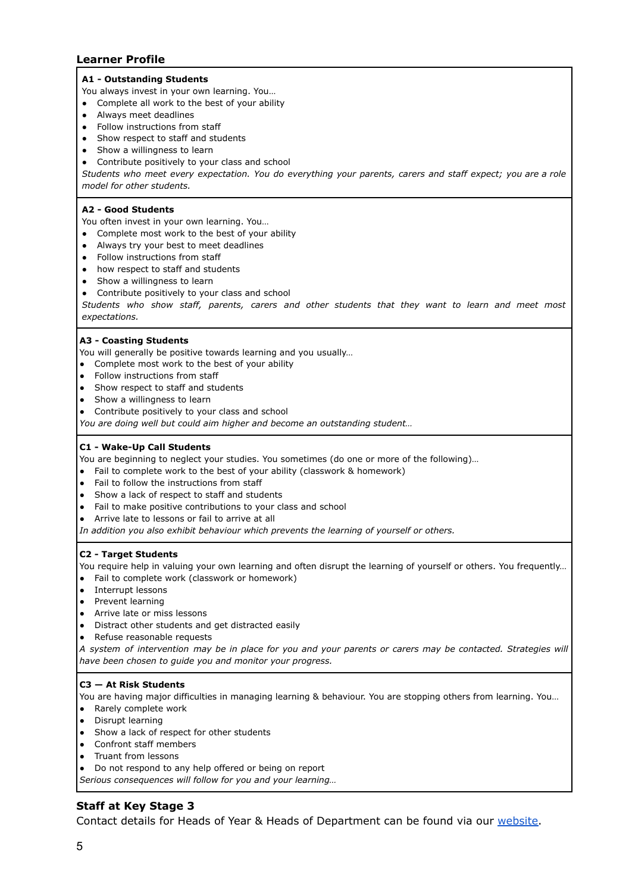## Learner Profile

**A1 - Outstanding Students**

You always invest in your own learning. You…

- Complete all work to the best of your ability
- Always meet deadlines
- Follow instructions from staff
- Show respect to staff and students
- Show a willingness to learn
- Contribute positively to your class and school

*Students who meet every expectation. You do everything your parents, carers and staff expect; you are a role model for other students.*

**A2 - Good Students**

You often invest in your own learning. You…

- Complete most work to the best of your ability
- Always try your best to meet deadlines
- Follow instructions from staff
- how respect to staff and students
- Show a willingness to learn
- Contribute positively to your class and school

*Students who show staff, parents, carers and other students that they want to learn and meet most expectations.*

**A3 - Coasting Students**

You will generally be positive towards learning and you usually…

- Complete most work to the best of your ability
- Follow instructions from staff
- Show respect to staff and students
- Show a willingness to learn
- Contribute positively to your class and school

*You are doing well but could aim higher and become an outstanding student…*

**C1 - Wake-Up Call Students**

You are beginning to neglect your studies. You sometimes (do one or more of the following)…

- Fail to complete work to the best of your ability (classwork & homework)
- Fail to follow the instructions from staff
- Show a lack of respect to staff and students
- Fail to make positive contributions to your class and school
- Arrive late to lessons or fail to arrive at all

*In addition you also exhibit behaviour which prevents the learning of yourself or others.*

**C2 - Target Students**

You require help in valuing your own learning and often disrupt the learning of yourself or others. You frequently…

- Fail to complete work (classwork or homework)
- Interrupt lessons
- Prevent learning
- Arrive late or miss lessons
- Distract other students and get distracted easily
- Refuse reasonable requests

*A system of intervention may be in place for you and your parents or carers may be contacted. Strategies will have been chosen to guide you and monitor your progress.*

**C3 — At Risk Students**

You are having major difficulties in managing learning & behaviour. You are stopping others from learning. You…

- Rarely complete work
- Disrupt learning
- Show a lack of respect for other students
- Confront staff members
- Truant from lessons
- Do not respond to any help offered or being on report

*Serious consequences will follow for you and your learning…*

## Staff at Key Stage 3

Contact details for Heads of Year & Heads of Department can be found via our website.